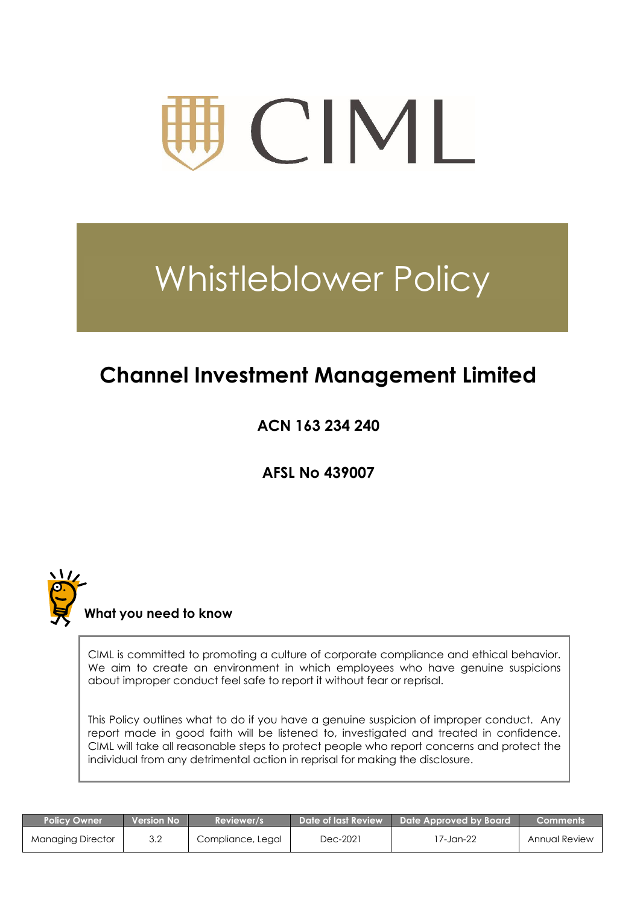CIML

# Whistleblower Policy

## Channel Investment Management Limited

**ACN 163 234 240**

**AFSL No 439007**

**What you need to know**

CIML is committed to promoting a culture of corporate compliance and ethical behavior. We aim to create an environment in which employees who have genuine suspicions about improper conduct feel safe to report it without fear or reprisal.

This Policy outlines what to do if you have a genuine suspicion of improper conduct. Any report made in good faith will be listened to, investigated and treated in confidence. CIML will take all reasonable steps to protect people who report concerns and protect the individual from any detrimental action in reprisal for making the disclosure.

| Policy Owner | Version No | Reviewer/s | Date of last Review | Date Approved by Board | Comments |
|---|---|---|---|---|---|
| Managing Director | 3.2 | Compliance, Legal | Dec-2021 | 17-Jan-22 | Annual Review |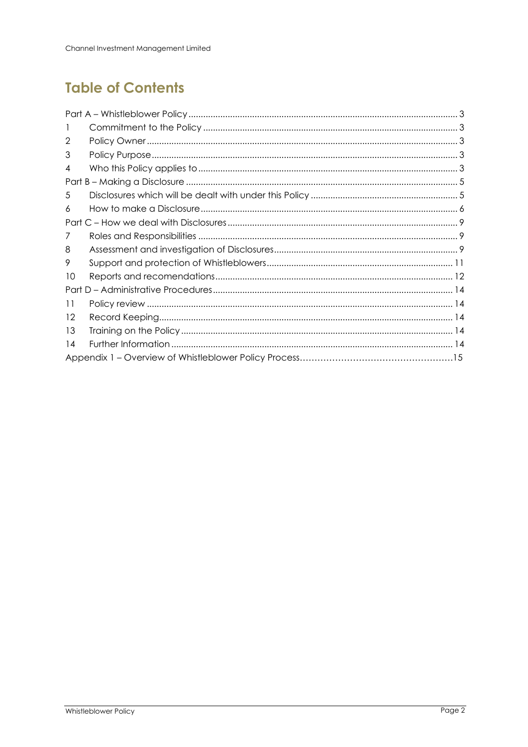# Table of Contents

| | | |
|---|---|---|
| Part A – Whistleblower Policy | | 3 |
| 1 | Commitment to the Policy | 3 |
| 2 | Policy Owner | 3 |
| 3 | Policy Purpose | 3 |
| 4 | Who this Policy applies to | 3 |
| Part B – Making a Disclosure | | 5 |
| 5 | Disclosures which will be dealt with under this Policy | 5 |
| 6 | How to make a Disclosure | 6 |
| Part C – How we deal with Disclosures | | 9 |
| 7 | Roles and Responsibilities | 9 |
| 8 | Assessment and investigation of Disclosures | 9 |
| 9 | Support and protection of Whistleblowers | 11 |
| 10 | Reports and recomendations | 12 |
| Part D – Administrative Procedures | | 14 |
| 11 | Policy review | 14 |
| 12 | Record Keeping | 14 |
| 13 | Training on the Policy | 14 |
| 14 | Further Information | 14 |
| Appendix 1 – Overview of Whistleblower Policy Process | | 15 |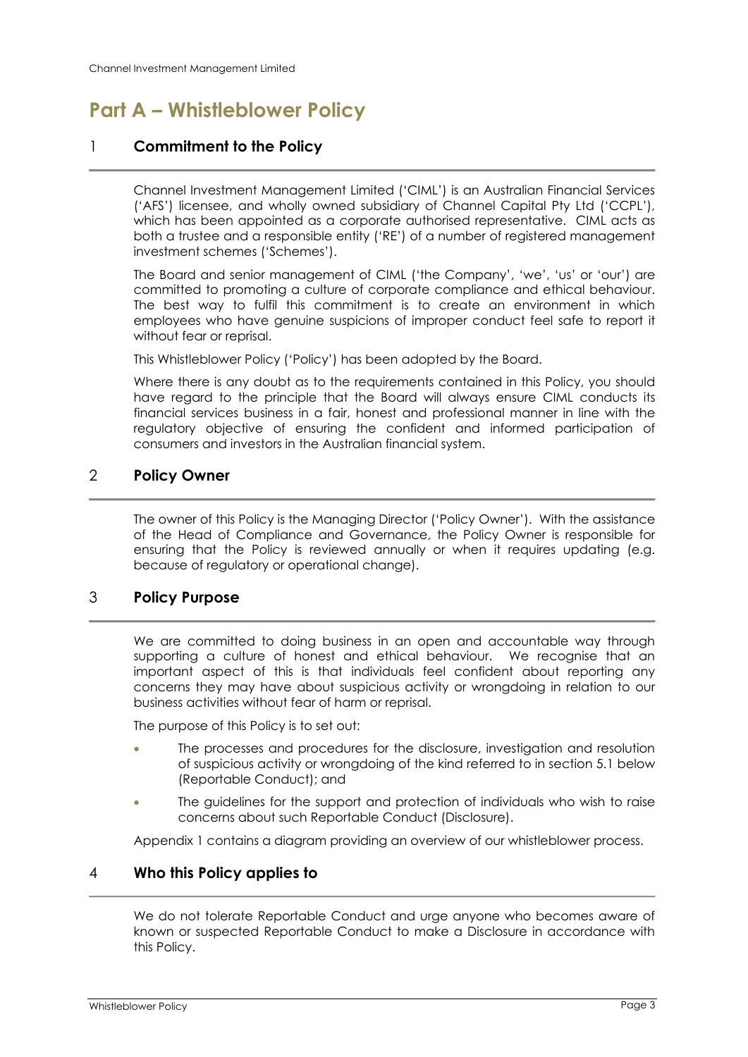# Part A – Whistleblower Policy

## 1 Commitment to the Policy

Channel Investment Management Limited ('CIML') is an Australian Financial Services ('AFS') licensee, and wholly owned subsidiary of Channel Capital Pty Ltd ('CCPL'), which has been appointed as a corporate authorised representative. CIML acts as both a trustee and a responsible entity ('RE') of a number of registered management investment schemes ('Schemes').

The Board and senior management of CIML ('the Company', 'we', 'us' or 'our') are committed to promoting a culture of corporate compliance and ethical behaviour. The best way to fulfil this commitment is to create an environment in which employees who have genuine suspicions of improper conduct feel safe to report it without fear or reprisal.

This Whistleblower Policy ('Policy') has been adopted by the Board.

Where there is any doubt as to the requirements contained in this Policy, you should have regard to the principle that the Board will always ensure CIML conducts its financial services business in a fair, honest and professional manner in line with the regulatory objective of ensuring the confident and informed participation of consumers and investors in the Australian financial system.

## 2 Policy Owner

The owner of this Policy is the Managing Director ('Policy Owner'). With the assistance of the Head of Compliance and Governance, the Policy Owner is responsible for ensuring that the Policy is reviewed annually or when it requires updating (e.g. because of regulatory or operational change).

## 3 Policy Purpose

We are committed to doing business in an open and accountable way through supporting a culture of honest and ethical behaviour. We recognise that an important aspect of this is that individuals feel confident about reporting any concerns they may have about suspicious activity or wrongdoing in relation to our business activities without fear of harm or reprisal.

The purpose of this Policy is to set out:

- The processes and procedures for the disclosure, investigation and resolution of suspicious activity or wrongdoing of the kind referred to in section 5.1 below (Reportable Conduct); and
- The guidelines for the support and protection of individuals who wish to raise concerns about such Reportable Conduct (Disclosure).

Appendix 1 contains a diagram providing an overview of our whistleblower process.

## 4 Who this Policy applies to

We do not tolerate Reportable Conduct and urge anyone who becomes aware of known or suspected Reportable Conduct to make a Disclosure in accordance with this Policy.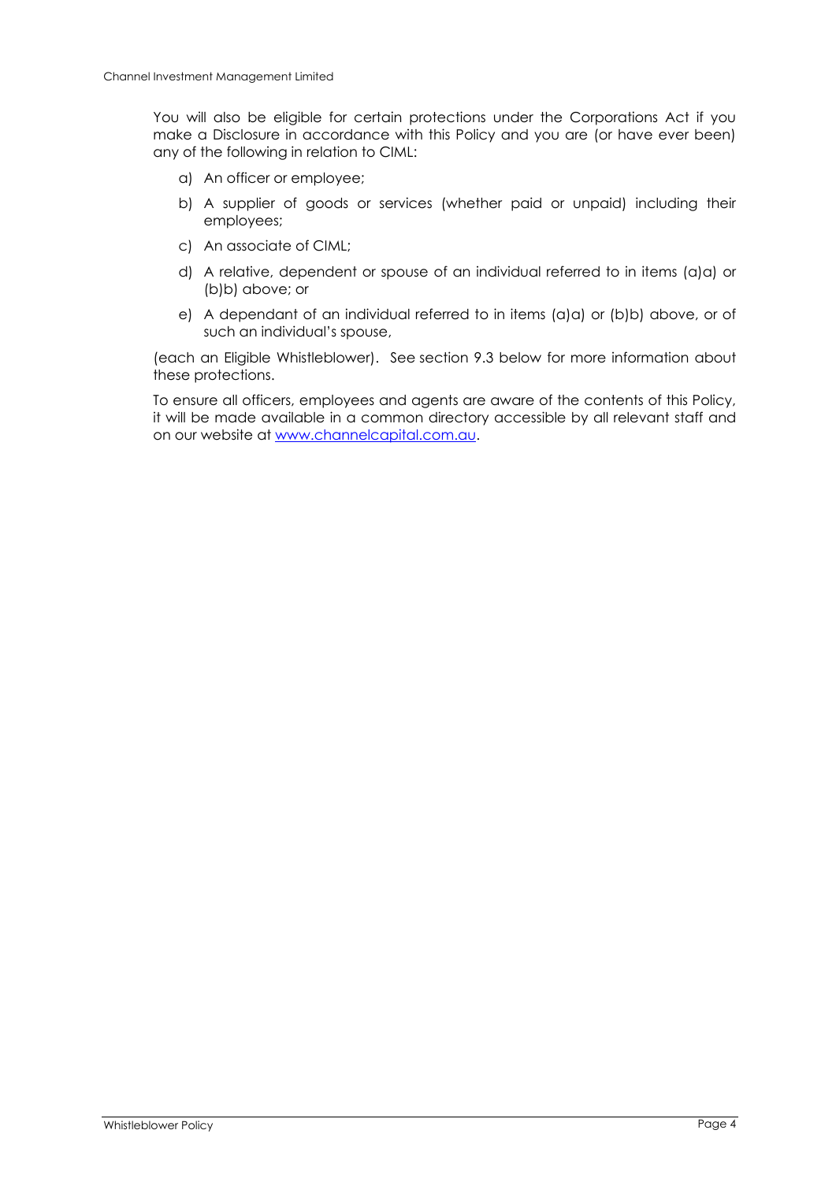You will also be eligible for certain protections under the Corporations Act if you make a Disclosure in accordance with this Policy and you are (or have ever been) any of the following in relation to CIML:

a) An officer or employee;

b) A supplier of goods or services (whether paid or unpaid) including their employees;

c) An associate of CIML;

d) A relative, dependent or spouse of an individual referred to in items (a)a) or (b)b) above; or

e) A dependant of an individual referred to in items (a)a) or (b)b) above, or of such an individual's spouse,

(each an Eligible Whistleblower). See section 9.3 below for more information about these protections.

To ensure all officers, employees and agents are aware of the contents of this Policy, it will be made available in a common directory accessible by all relevant staff and on our website at [www.channelcapital.com.au](http://www.channelcapital.com.au).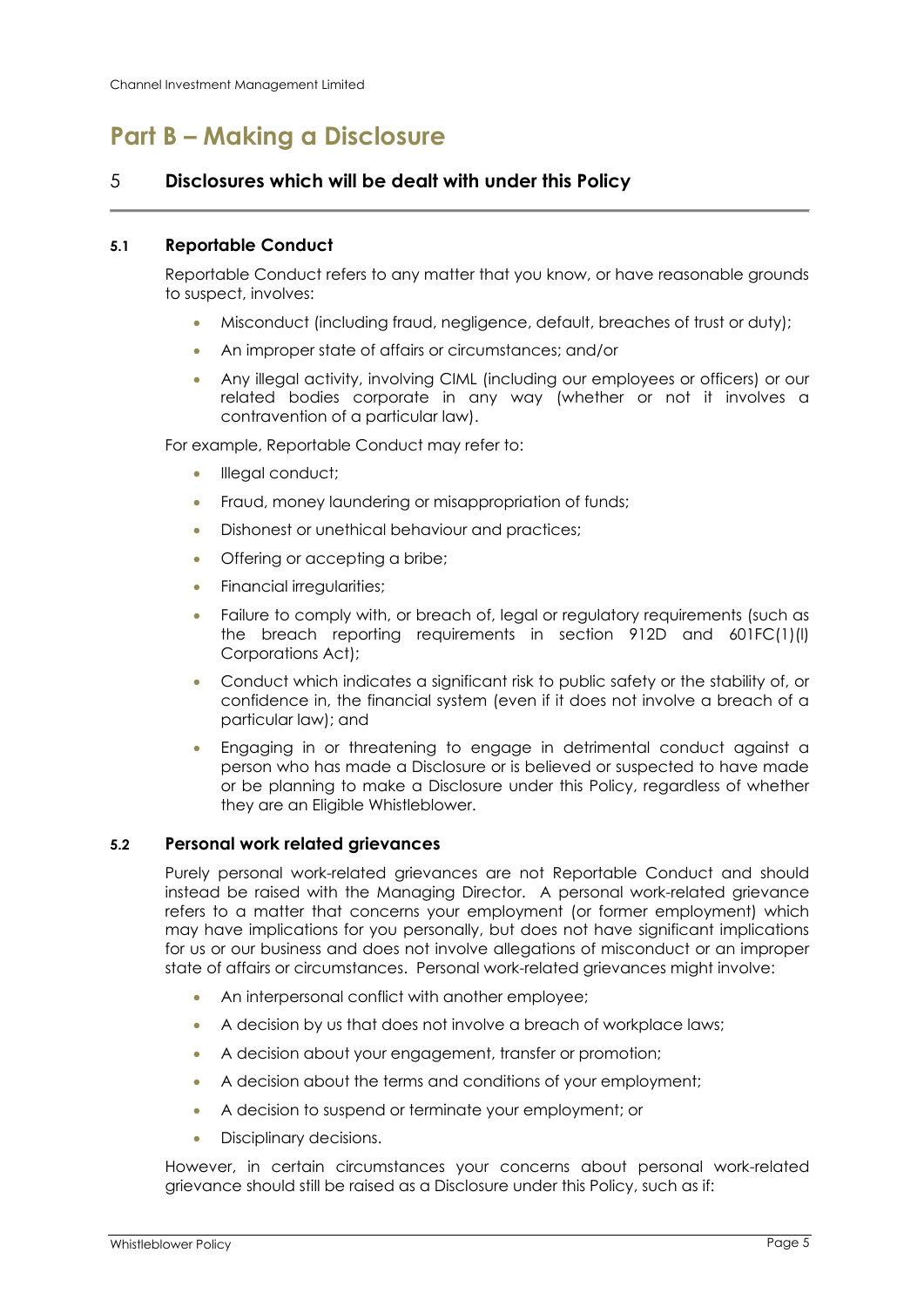# Part B – Making a Disclosure

## 5 Disclosures which will be dealt with under this Policy

### 5.1 Reportable Conduct

Reportable Conduct refers to any matter that you know, or have reasonable grounds to suspect, involves:

- Misconduct (including fraud, negligence, default, breaches of trust or duty);
- An improper state of affairs or circumstances; and/or
- Any illegal activity, involving CIML (including our employees or officers) or our related bodies corporate in any way (whether or not it involves a contravention of a particular law).

For example, Reportable Conduct may refer to:

- Illegal conduct;
- Fraud, money laundering or misappropriation of funds;
- Dishonest or unethical behaviour and practices;
- Offering or accepting a bribe;
- Financial irregularities;
- Failure to comply with, or breach of, legal or regulatory requirements (such as the breach reporting requirements in section 912D and 601FC(1)(l) Corporations Act);
- Conduct which indicates a significant risk to public safety or the stability of, or confidence in, the financial system (even if it does not involve a breach of a particular law); and
- Engaging in or threatening to engage in detrimental conduct against a person who has made a Disclosure or is believed or suspected to have made or be planning to make a Disclosure under this Policy, regardless of whether they are an Eligible Whistleblower.

### 5.2 Personal work related grievances

Purely personal work-related grievances are not Reportable Conduct and should instead be raised with the Managing Director. A personal work-related grievance refers to a matter that concerns your employment (or former employment) which may have implications for you personally, but does not have significant implications for us or our business and does not involve allegations of misconduct or an improper state of affairs or circumstances. Personal work-related grievances might involve:

- An interpersonal conflict with another employee;
- A decision by us that does not involve a breach of workplace laws;
- A decision about your engagement, transfer or promotion;
- A decision about the terms and conditions of your employment;
- A decision to suspend or terminate your employment; or
- Disciplinary decisions.

However, in certain circumstances your concerns about personal work-related grievance should still be raised as a Disclosure under this Policy, such as if: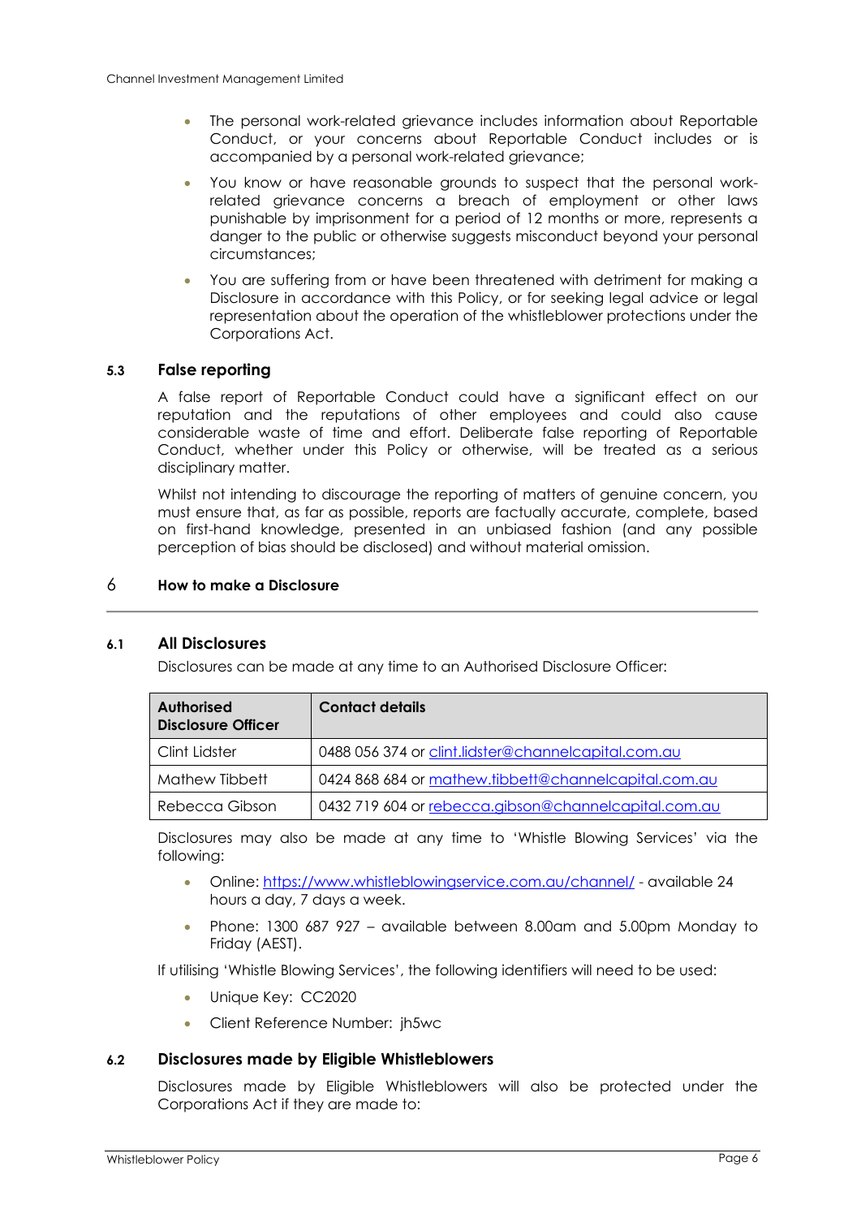- The personal work-related grievance includes information about Reportable Conduct, or your concerns about Reportable Conduct includes or is accompanied by a personal work-related grievance;
- You know or have reasonable grounds to suspect that the personal work-related grievance concerns a breach of employment or other laws punishable by imprisonment for a period of 12 months or more, represents a danger to the public or otherwise suggests misconduct beyond your personal circumstances;
- You are suffering from or have been threatened with detriment for making a Disclosure in accordance with this Policy, or for seeking legal advice or legal representation about the operation of the whistleblower protections under the Corporations Act.

### 5.3 False reporting

A false report of Reportable Conduct could have a significant effect on our reputation and the reputations of other employees and could also cause considerable waste of time and effort. Deliberate false reporting of Reportable Conduct, whether under this Policy or otherwise, will be treated as a serious disciplinary matter.

Whilst not intending to discourage the reporting of matters of genuine concern, you must ensure that, as far as possible, reports are factually accurate, complete, based on first-hand knowledge, presented in an unbiased fashion (and any possible perception of bias should be disclosed) and without material omission.

## 6 How to make a Disclosure

### 6.1 All Disclosures

Disclosures can be made at any time to an Authorised Disclosure Officer:

| Authorised Disclosure Officer | Contact details |
|---|---|
| Clint Lidster | 0488 056 374 or clint.lidster@channelcapital.com.au |
| Mathew Tibbett | 0424 868 684 or mathew.tibbett@channelcapital.com.au |
| Rebecca Gibson | 0432 719 604 or rebecca.gibson@channelcapital.com.au |

Disclosures may also be made at any time to 'Whistle Blowing Services' via the following:

- Online: https://www.whistleblowingservice.com.au/channel/ - available 24 hours a day, 7 days a week.
- Phone: 1300 687 927 – available between 8.00am and 5.00pm Monday to Friday (AEST).

If utilising 'Whistle Blowing Services', the following identifiers will need to be used:

- Unique Key: CC2020
- Client Reference Number: jh5wc

### 6.2 Disclosures made by Eligible Whistleblowers

Disclosures made by Eligible Whistleblowers will also be protected under the Corporations Act if they are made to: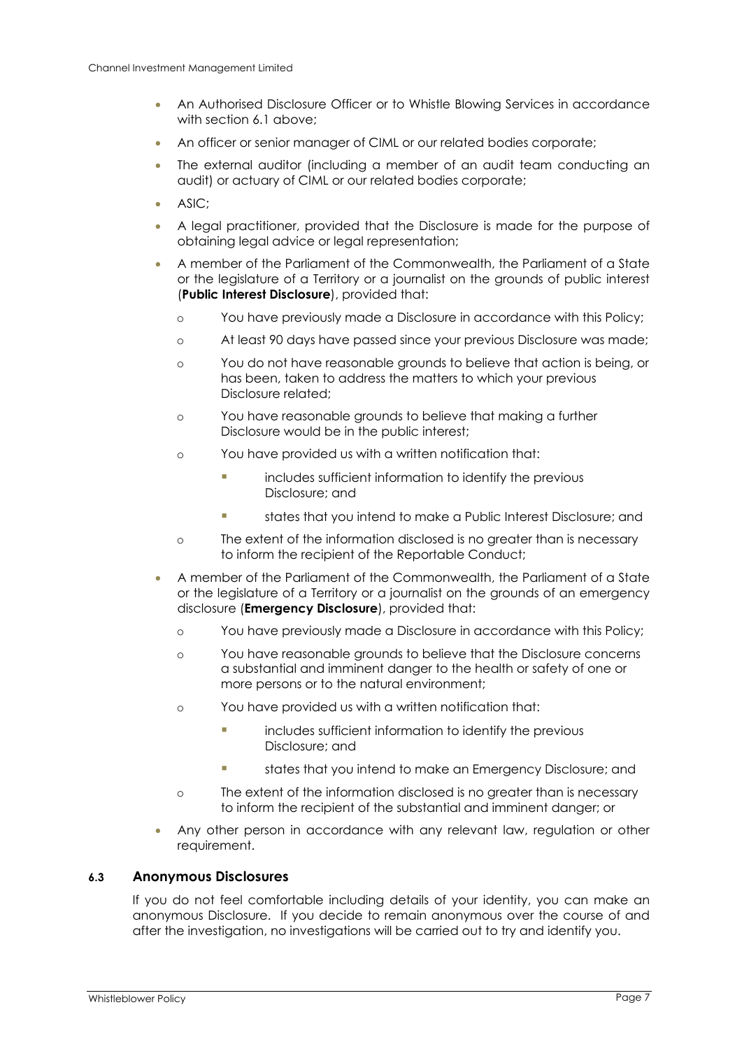- An Authorised Disclosure Officer or to Whistle Blowing Services in accordance with section 6.1 above;
- An officer or senior manager of CIML or our related bodies corporate;
- The external auditor (including a member of an audit team conducting an audit) or actuary of CIML or our related bodies corporate;
- ASIC;
- A legal practitioner, provided that the Disclosure is made for the purpose of obtaining legal advice or legal representation;
- A member of the Parliament of the Commonwealth, the Parliament of a State or the legislature of a Territory or a journalist on the grounds of public interest (**Public Interest Disclosure**), provided that:
  - You have previously made a Disclosure in accordance with this Policy;
  - At least 90 days have passed since your previous Disclosure was made;
  - You do not have reasonable grounds to believe that action is being, or has been, taken to address the matters to which your previous Disclosure related;
  - You have reasonable grounds to believe that making a further Disclosure would be in the public interest;
  - You have provided us with a written notification that:
    - includes sufficient information to identify the previous Disclosure; and
    - states that you intend to make a Public Interest Disclosure; and
  - The extent of the information disclosed is no greater than is necessary to inform the recipient of the Reportable Conduct;
- A member of the Parliament of the Commonwealth, the Parliament of a State or the legislature of a Territory or a journalist on the grounds of an emergency disclosure (**Emergency Disclosure**), provided that:
  - You have previously made a Disclosure in accordance with this Policy;
  - You have reasonable grounds to believe that the Disclosure concerns a substantial and imminent danger to the health or safety of one or more persons or to the natural environment;
  - You have provided us with a written notification that:
    - includes sufficient information to identify the previous Disclosure; and
    - states that you intend to make an Emergency Disclosure; and
  - The extent of the information disclosed is no greater than is necessary to inform the recipient of the substantial and imminent danger; or
- Any other person in accordance with any relevant law, regulation or other requirement.

### 6.3 Anonymous Disclosures

If you do not feel comfortable including details of your identity, you can make an anonymous Disclosure. If you decide to remain anonymous over the course of and after the investigation, no investigations will be carried out to try and identify you.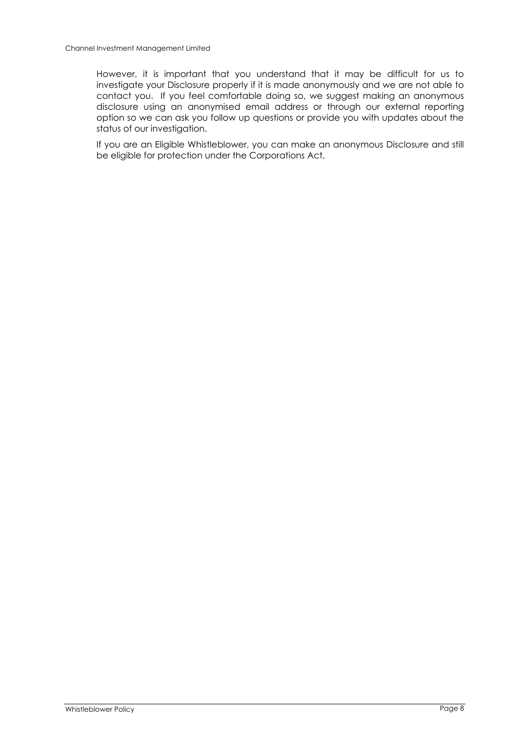However, it is important that you understand that it may be difficult for us to investigate your Disclosure properly if it is made anonymously and we are not able to contact you. If you feel comfortable doing so, we suggest making an anonymous disclosure using an anonymised email address or through our external reporting option so we can ask you follow up questions or provide you with updates about the status of our investigation.

If you are an Eligible Whistleblower, you can make an anonymous Disclosure and still be eligible for protection under the Corporations Act.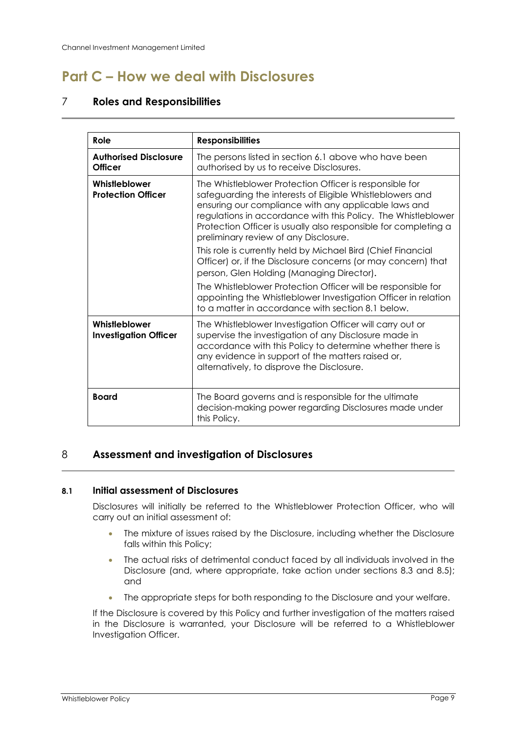# Part C – How we deal with Disclosures

## 7 Roles and Responsibilities

| Role | Responsibilities |
|---|---|
| **Authorised Disclosure Officer** | The persons listed in section 6.1 above who have been authorised by us to receive Disclosures. |
| **Whistleblower Protection Officer** | The Whistleblower Protection Officer is responsible for safeguarding the interests of Eligible Whistleblowers and ensuring our compliance with any applicable laws and regulations in accordance with this Policy. The Whistleblower Protection Officer is usually also responsible for completing a preliminary review of any Disclosure.<br><br>This role is currently held by Michael Bird (Chief Financial Officer) or, if the Disclosure concerns (or may concern) that person, Glen Holding (Managing Director).<br><br>The Whistleblower Protection Officer will be responsible for appointing the Whistleblower Investigation Officer in relation to a matter in accordance with section 8.1 below. |
| **Whistleblower Investigation Officer** | The Whistleblower Investigation Officer will carry out or supervise the investigation of any Disclosure made in accordance with this Policy to determine whether there is any evidence in support of the matters raised or, alternatively, to disprove the Disclosure. |
| **Board** | The Board governs and is responsible for the ultimate decision-making power regarding Disclosures made under this Policy. |

## 8 Assessment and investigation of Disclosures

### 8.1 Initial assessment of Disclosures

Disclosures will initially be referred to the Whistleblower Protection Officer, who will carry out an initial assessment of:

- The mixture of issues raised by the Disclosure, including whether the Disclosure falls within this Policy;
- The actual risks of detrimental conduct faced by all individuals involved in the Disclosure (and, where appropriate, take action under sections 8.3 and 8.5); and
- The appropriate steps for both responding to the Disclosure and your welfare.

If the Disclosure is covered by this Policy and further investigation of the matters raised in the Disclosure is warranted, your Disclosure will be referred to a Whistleblower Investigation Officer.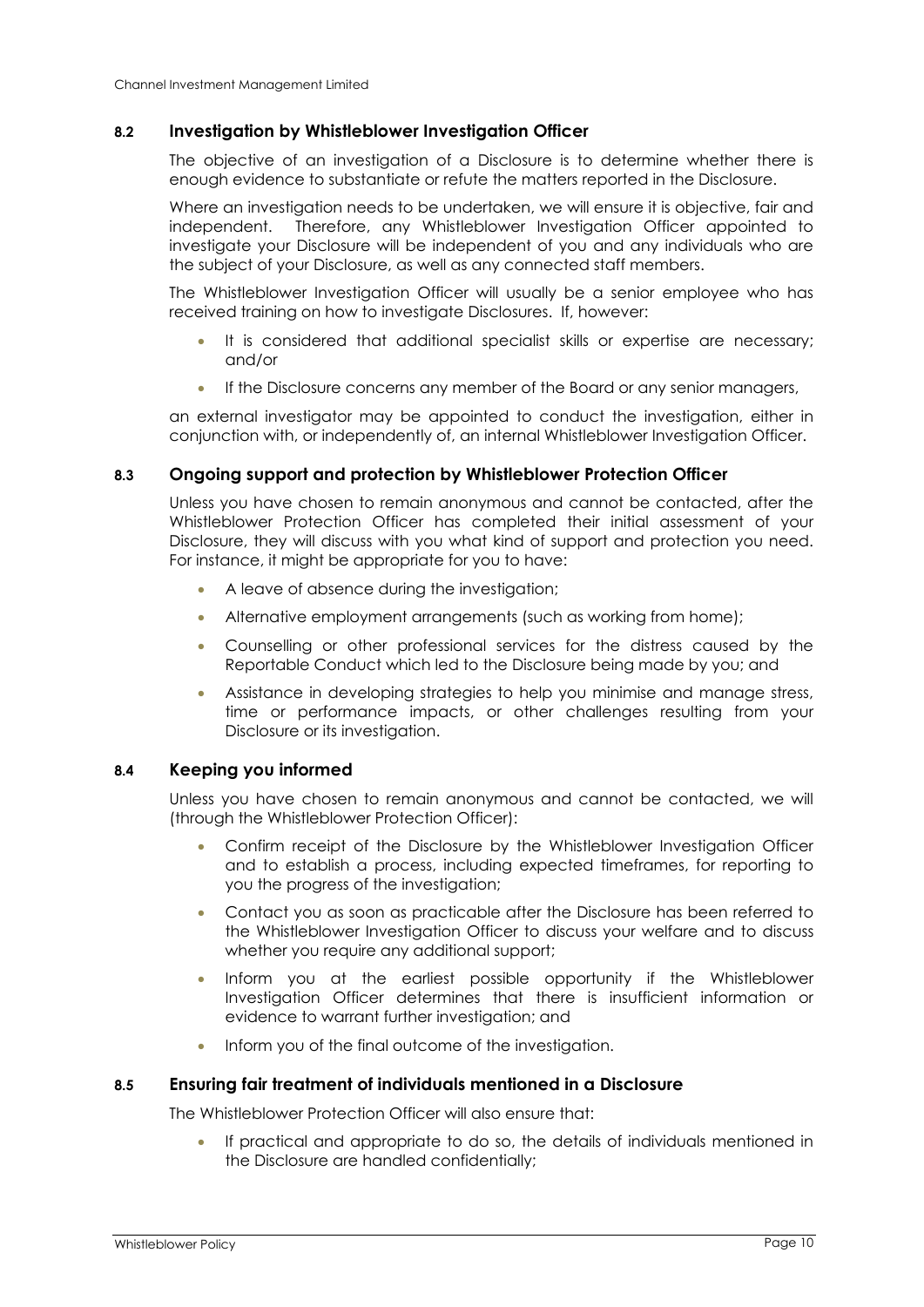### 8.2 Investigation by Whistleblower Investigation Officer

The objective of an investigation of a Disclosure is to determine whether there is enough evidence to substantiate or refute the matters reported in the Disclosure.

Where an investigation needs to be undertaken, we will ensure it is objective, fair and independent. Therefore, any Whistleblower Investigation Officer appointed to investigate your Disclosure will be independent of you and any individuals who are the subject of your Disclosure, as well as any connected staff members.

The Whistleblower Investigation Officer will usually be a senior employee who has received training on how to investigate Disclosures. If, however:

- It is considered that additional specialist skills or expertise are necessary; and/or
- If the Disclosure concerns any member of the Board or any senior managers,

an external investigator may be appointed to conduct the investigation, either in conjunction with, or independently of, an internal Whistleblower Investigation Officer.

### 8.3 Ongoing support and protection by Whistleblower Protection Officer

Unless you have chosen to remain anonymous and cannot be contacted, after the Whistleblower Protection Officer has completed their initial assessment of your Disclosure, they will discuss with you what kind of support and protection you need. For instance, it might be appropriate for you to have:

- A leave of absence during the investigation;
- Alternative employment arrangements (such as working from home);
- Counselling or other professional services for the distress caused by the Reportable Conduct which led to the Disclosure being made by you; and
- Assistance in developing strategies to help you minimise and manage stress, time or performance impacts, or other challenges resulting from your Disclosure or its investigation.

### 8.4 Keeping you informed

Unless you have chosen to remain anonymous and cannot be contacted, we will (through the Whistleblower Protection Officer):

- Confirm receipt of the Disclosure by the Whistleblower Investigation Officer and to establish a process, including expected timeframes, for reporting to you the progress of the investigation;
- Contact you as soon as practicable after the Disclosure has been referred to the Whistleblower Investigation Officer to discuss your welfare and to discuss whether you require any additional support;
- Inform you at the earliest possible opportunity if the Whistleblower Investigation Officer determines that there is insufficient information or evidence to warrant further investigation; and
- Inform you of the final outcome of the investigation.

### 8.5 Ensuring fair treatment of individuals mentioned in a Disclosure

The Whistleblower Protection Officer will also ensure that:

- If practical and appropriate to do so, the details of individuals mentioned in the Disclosure are handled confidentially;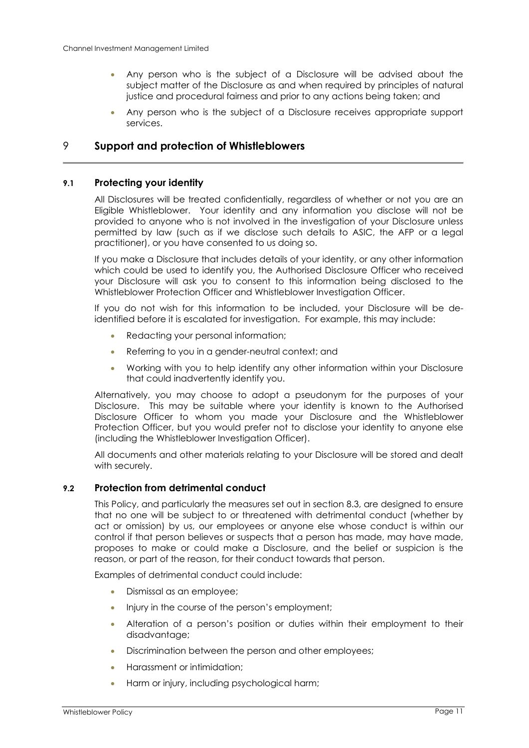- Any person who is the subject of a Disclosure will be advised about the subject matter of the Disclosure as and when required by principles of natural justice and procedural fairness and prior to any actions being taken; and
- Any person who is the subject of a Disclosure receives appropriate support services.

## 9 Support and protection of Whistleblowers

### 9.1 Protecting your identity

All Disclosures will be treated confidentially, regardless of whether or not you are an Eligible Whistleblower. Your identity and any information you disclose will not be provided to anyone who is not involved in the investigation of your Disclosure unless permitted by law (such as if we disclose such details to ASIC, the AFP or a legal practitioner), or you have consented to us doing so.

If you make a Disclosure that includes details of your identity, or any other information which could be used to identify you, the Authorised Disclosure Officer who received your Disclosure will ask you to consent to this information being disclosed to the Whistleblower Protection Officer and Whistleblower Investigation Officer.

If you do not wish for this information to be included, your Disclosure will be de-identified before it is escalated for investigation. For example, this may include:

- Redacting your personal information;
- Referring to you in a gender-neutral context; and
- Working with you to help identify any other information within your Disclosure that could inadvertently identify you.

Alternatively, you may choose to adopt a pseudonym for the purposes of your Disclosure. This may be suitable where your identity is known to the Authorised Disclosure Officer to whom you made your Disclosure and the Whistleblower Protection Officer, but you would prefer not to disclose your identity to anyone else (including the Whistleblower Investigation Officer).

All documents and other materials relating to your Disclosure will be stored and dealt with securely.

### 9.2 Protection from detrimental conduct

This Policy, and particularly the measures set out in section 8.3, are designed to ensure that no one will be subject to or threatened with detrimental conduct (whether by act or omission) by us, our employees or anyone else whose conduct is within our control if that person believes or suspects that a person has made, may have made, proposes to make or could make a Disclosure, and the belief or suspicion is the reason, or part of the reason, for their conduct towards that person.

Examples of detrimental conduct could include:

- Dismissal as an employee;
- Injury in the course of the person's employment;
- Alteration of a person's position or duties within their employment to their disadvantage;
- Discrimination between the person and other employees;
- Harassment or intimidation;
- Harm or injury, including psychological harm;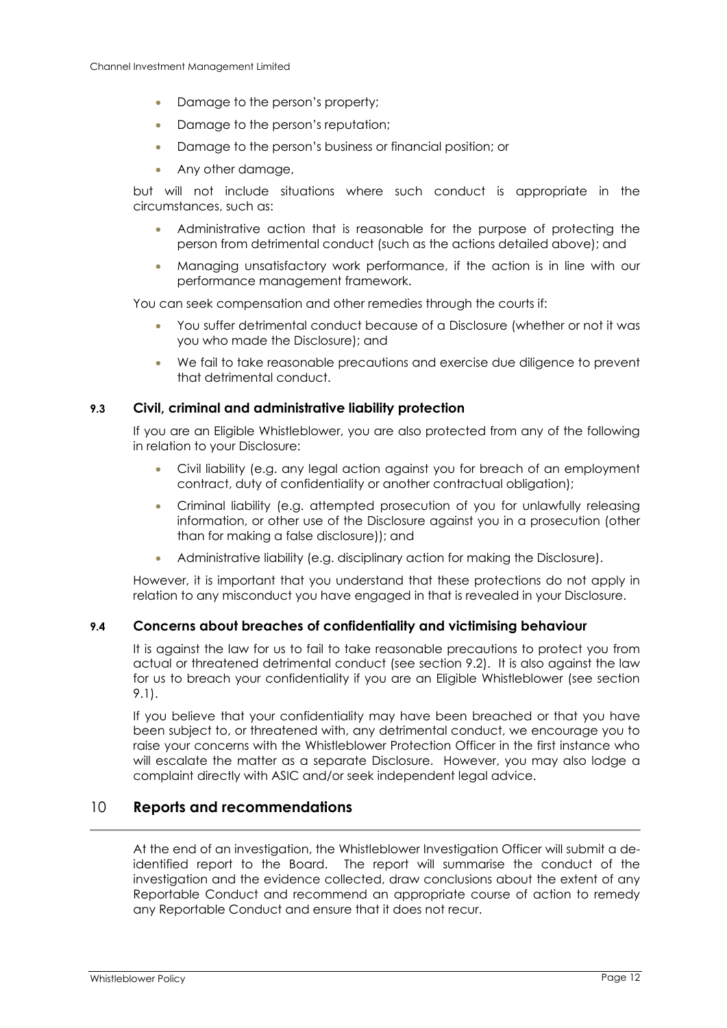- Damage to the person's property;
- Damage to the person's reputation;
- Damage to the person's business or financial position; or
- Any other damage,

but will not include situations where such conduct is appropriate in the circumstances, such as:

- Administrative action that is reasonable for the purpose of protecting the person from detrimental conduct (such as the actions detailed above); and
- Managing unsatisfactory work performance, if the action is in line with our performance management framework.

You can seek compensation and other remedies through the courts if:

- You suffer detrimental conduct because of a Disclosure (whether or not it was you who made the Disclosure); and
- We fail to take reasonable precautions and exercise due diligence to prevent that detrimental conduct.

### 9.3 Civil, criminal and administrative liability protection

If you are an Eligible Whistleblower, you are also protected from any of the following in relation to your Disclosure:

- Civil liability (e.g. any legal action against you for breach of an employment contract, duty of confidentiality or another contractual obligation);
- Criminal liability (e.g. attempted prosecution of you for unlawfully releasing information, or other use of the Disclosure against you in a prosecution (other than for making a false disclosure)); and
- Administrative liability (e.g. disciplinary action for making the Disclosure).

However, it is important that you understand that these protections do not apply in relation to any misconduct you have engaged in that is revealed in your Disclosure.

### 9.4 Concerns about breaches of confidentiality and victimising behaviour

It is against the law for us to fail to take reasonable precautions to protect you from actual or threatened detrimental conduct (see section 9.2). It is also against the law for us to breach your confidentiality if you are an Eligible Whistleblower (see section 9.1).

If you believe that your confidentiality may have been breached or that you have been subject to, or threatened with, any detrimental conduct, we encourage you to raise your concerns with the Whistleblower Protection Officer in the first instance who will escalate the matter as a separate Disclosure. However, you may also lodge a complaint directly with ASIC and/or seek independent legal advice.

## 10 Reports and recommendations

At the end of an investigation, the Whistleblower Investigation Officer will submit a de-identified report to the Board. The report will summarise the conduct of the investigation and the evidence collected, draw conclusions about the extent of any Reportable Conduct and recommend an appropriate course of action to remedy any Reportable Conduct and ensure that it does not recur.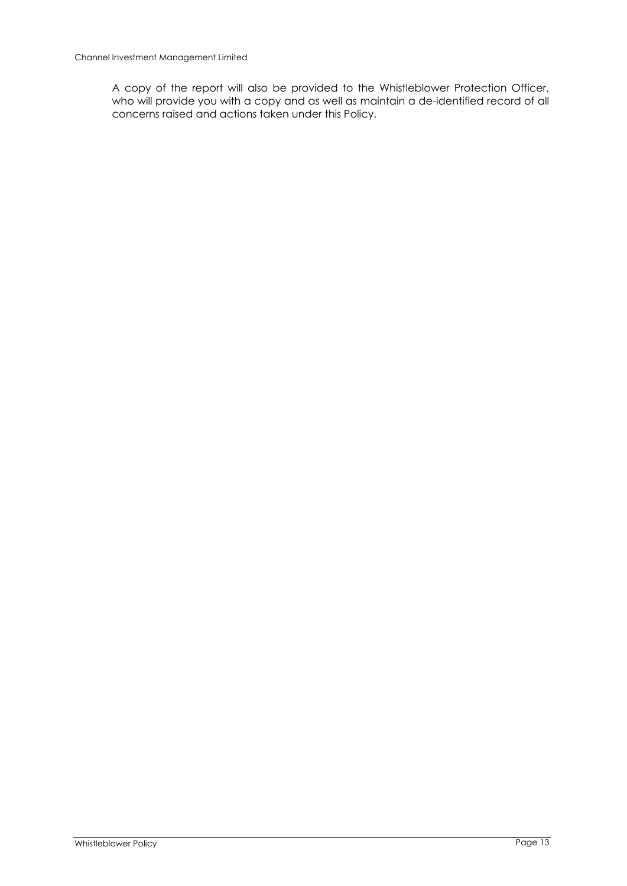A copy of the report will also be provided to the Whistleblower Protection Officer, who will provide you with a copy and as well as maintain a de-identified record of all concerns raised and actions taken under this Policy.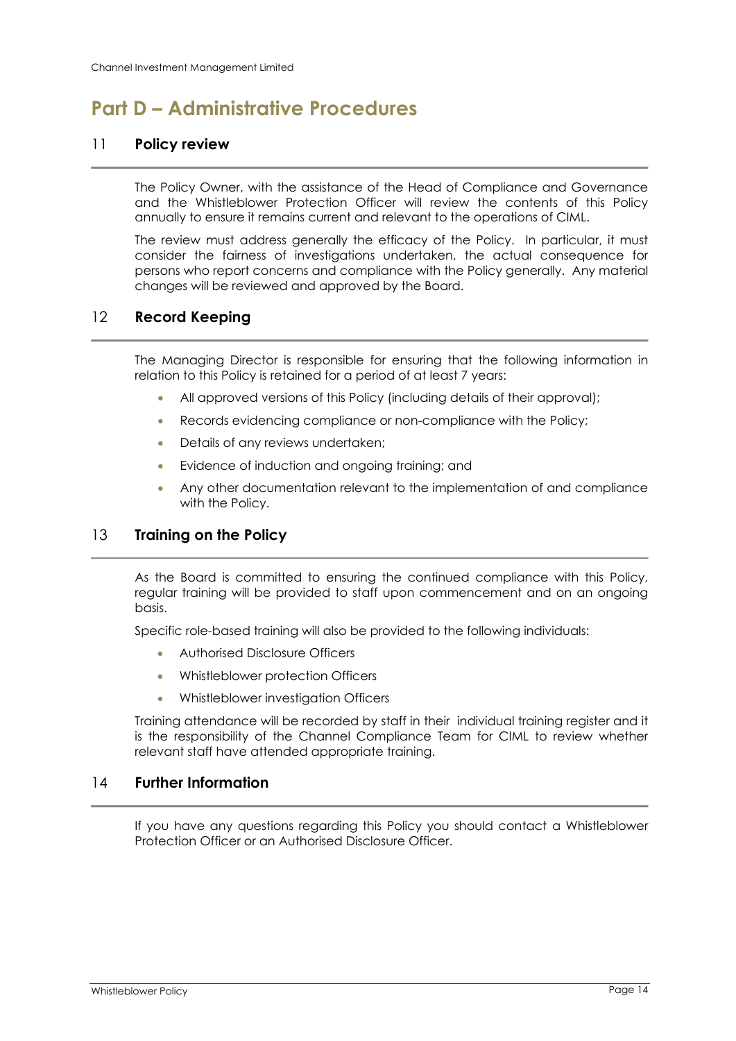# Part D – Administrative Procedures

## 11 Policy review

The Policy Owner, with the assistance of the Head of Compliance and Governance and the Whistleblower Protection Officer will review the contents of this Policy annually to ensure it remains current and relevant to the operations of CIML.

The review must address generally the efficacy of the Policy. In particular, it must consider the fairness of investigations undertaken, the actual consequence for persons who report concerns and compliance with the Policy generally. Any material changes will be reviewed and approved by the Board.

## 12 Record Keeping

The Managing Director is responsible for ensuring that the following information in relation to this Policy is retained for a period of at least 7 years:

- All approved versions of this Policy (including details of their approval);
- Records evidencing compliance or non-compliance with the Policy;
- Details of any reviews undertaken;
- Evidence of induction and ongoing training; and
- Any other documentation relevant to the implementation of and compliance with the Policy.

## 13 Training on the Policy

As the Board is committed to ensuring the continued compliance with this Policy, regular training will be provided to staff upon commencement and on an ongoing basis.

Specific role-based training will also be provided to the following individuals:

- Authorised Disclosure Officers
- Whistleblower protection Officers
- Whistleblower investigation Officers

Training attendance will be recorded by staff in their individual training register and it is the responsibility of the Channel Compliance Team for CIML to review whether relevant staff have attended appropriate training.

## 14 Further Information

If you have any questions regarding this Policy you should contact a Whistleblower Protection Officer or an Authorised Disclosure Officer.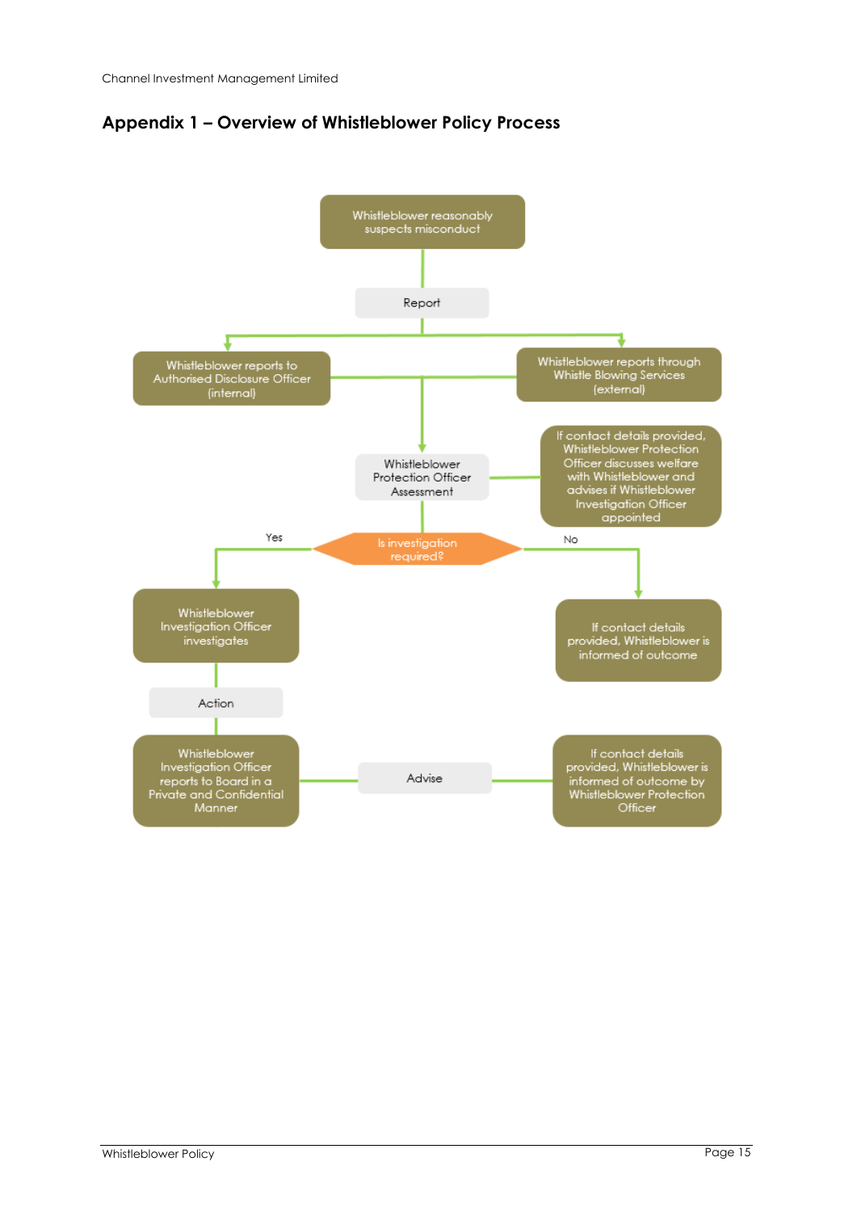## Appendix 1 – Overview of Whistleblower Policy Process

Whistleblower reasonably suspects misconduct

Report

Whistleblower reports to Authorised Disclosure Officer (internal)

Whistleblower reports through Whistle Blowing Services (external)

Whistleblower Protection Officer Assessment

If contact details provided, Whistleblower Protection Officer discusses welfare with Whistleblower and advises if Whistleblower Investigation Officer appointed

Is investigation required?

Yes

No

Whistleblower Investigation Officer investigates

If contact details provided, Whistleblower is informed of outcome

Action

Whistleblower Investigation Officer reports to Board in a Private and Confidential Manner

Advise

If contact details provided, Whistleblower is informed of outcome by Whistleblower Protection Officer